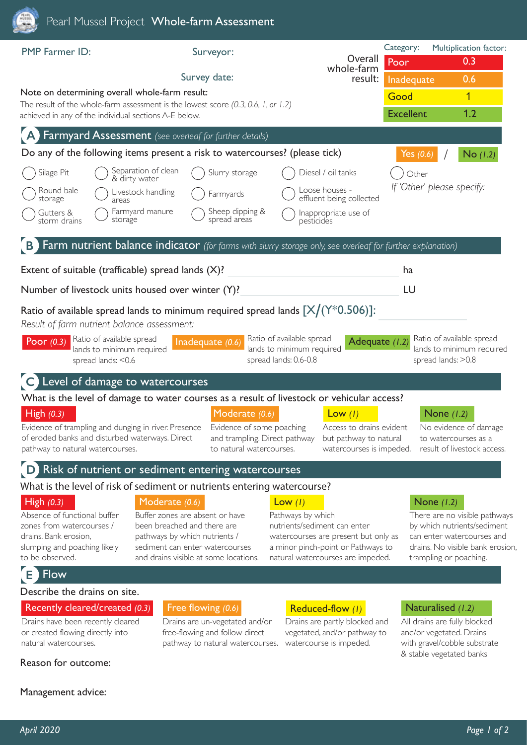# Pearl Mussel Project **Whole-farm Assessment**

PMP Farmer ID:

Surveyor:

Survey date:

Overall whole-farm result:

| Category: | Multiplication factor: |
|---|---|
| Poor | 0.3 |
| Inadequate | 0.6 |
| Good | 1 |
| Excellent | 1.2 |

Note on determining overall whole-farm result:
The result of the whole-farm assessment is the lowest score *(0.3, 0.6, 1, or 1.2)* achieved in any of the individual sections A-E below.

## A Farmyard Assessment *(see overleaf for further details)*

Do any of the following items present a risk to watercourses? (please tick) Yes *(0.6)* / No *(1.2)*

- ◯ Silage Pit
- ◯ Separation of clean & dirty water
- ◯ Slurry storage
- ◯ Diesel / oil tanks
- ◯ Other
- ◯ Round bale storage
- ◯ Livestock handling areas
- ◯ Farmyards
- ◯ Loose houses - effluent being collected
- ◯ Gutters & storm drains
- ◯ Farmyard manure storage
- ◯ Sheep dipping & spread areas
- ◯ Inappropriate use of pesticides

*If 'Other' please specify:*

## B Farm nutrient balance indicator *(for farms with slurry storage only, see overleaf for further explanation)*

Extent of suitable (trafficable) spread lands (X)? ______ ha

Number of livestock units housed over winter (Y)? ______ LU

Ratio of available spread lands to minimum required spread lands $[X/(Y*0.506)]$: ______

*Result of farm nutrient balance assessment:*

- **Poor** *(0.3)* Ratio of available spread lands to minimum required spread lands: <0.6
- **Inadequate** *(0.6)* Ratio of available spread lands to minimum required spread lands: 0.6-0.8
- **Adequate** *(1.2)* Ratio of available spread lands to minimum required spread lands: >0.8

## C Level of damage to watercourses

What is the level of damage to water courses as a result of livestock or vehicular access?

- **High** *(0.3)* Evidence of trampling and dunging in river. Presence of eroded banks and disturbed waterways. Direct pathway to natural watercourses.
- **Moderate** *(0.6)* Evidence of some poaching and trampling. Direct pathway to natural watercourses.
- **Low** *(1)* Access to drains evident but pathway to natural watercourses is impeded.
- **None** *(1.2)* No evidence of damage to watercourses as a result of livestock access.

## D Risk of nutrient or sediment entering watercourses

What is the level of risk of sediment or nutrients entering watercourse?

- **High** *(0.3)* Absence of functional buffer zones from watercourses / drains. Bank erosion, slumping and poaching likely to be observed.
- **Moderate** *(0.6)* Buffer zones are absent or have been breached and there are pathways by which nutrients / sediment can enter watercourses and drains visible at some locations.
- **Low** *(1)* Pathways by which nutrients/sediment can enter watercourses are present but only as a minor pinch-point or Pathways to natural watercourses are impeded.
- **None** *(1.2)* There are no visible pathways by which nutrients/sediment can enter watercourses and drains. No visible bank erosion, trampling or poaching.

## E Flow

Describe the drains on site.

- **Recently cleared/created** *(0.3)* Drains have been recently cleared or created flowing directly into natural watercourses.
- **Free flowing** *(0.6)* Drains are un-vegetated and/or free-flowing and follow direct pathway to natural watercourses.
- **Reduced-flow** *(1)* Drains are partly blocked and vegetated, and/or pathway to watercourse is impeded.
- **Naturalised** *(1.2)* All drains are fully blocked and/or vegetated. Drains with gravel/cobble substrate & stable vegetated banks

Reason for outcome:

Management advice:

*April 2020*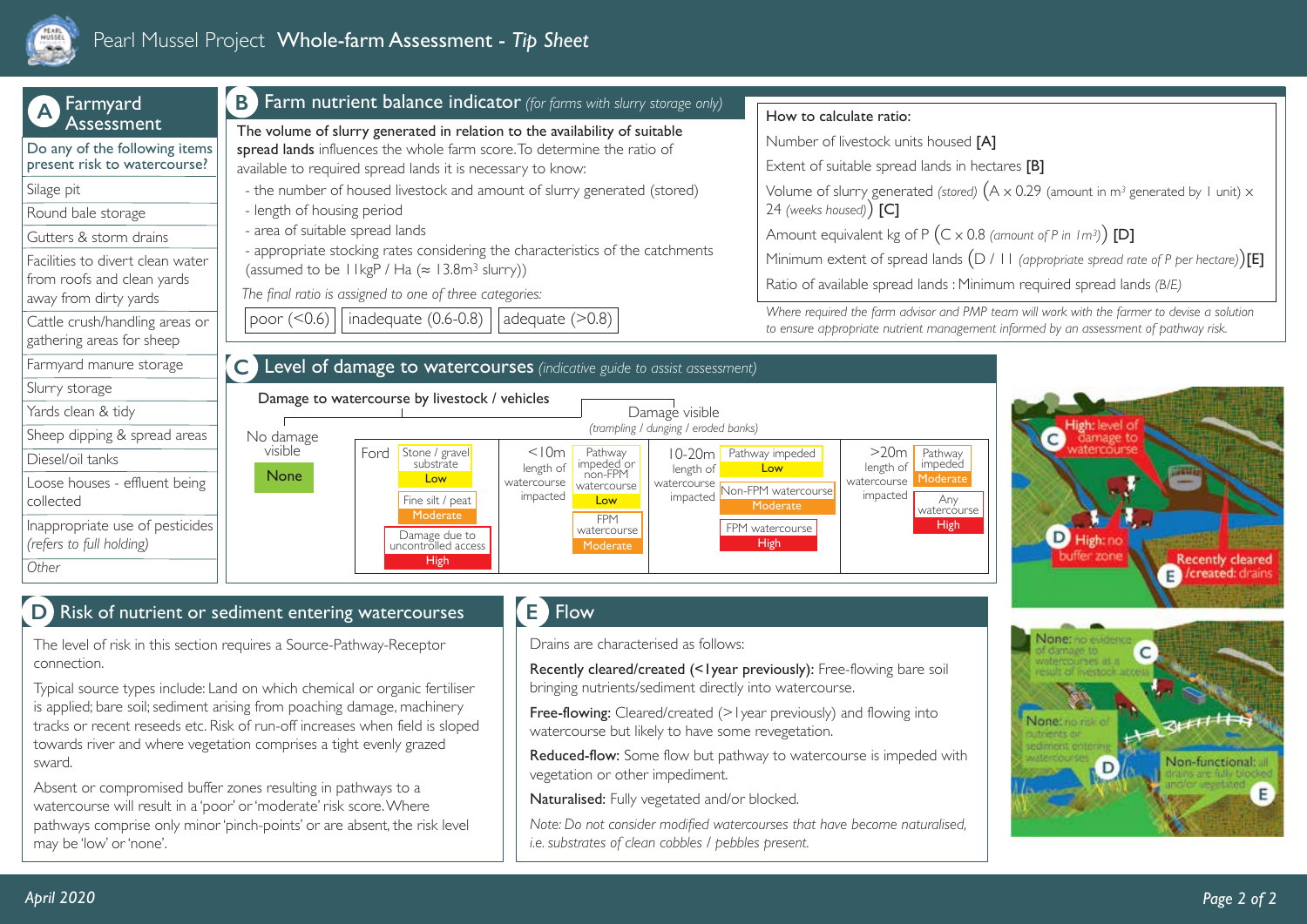# Pearl Mussel Project **Whole-farm Assessment** - *Tip Sheet*

## A Farmyard Assessment

Do any of the following items present risk to watercourse?

- Silage pit
- Round bale storage
- Gutters & storm drains
- Facilities to divert clean water from roofs and clean yards away from dirty yards
- Cattle crush/handling areas or gathering areas for sheep
- Farmyard manure storage
- Slurry storage
- Yards clean & tidy
- Sheep dipping & spread areas
- Diesel/oil tanks
- Loose houses - effluent being collected
- Inappropriate use of pesticides *(refers to full holding)*
- *Other*

## B Farm nutrient balance indicator *(for farms with slurry storage only)*

The volume of slurry generated in relation to the availability of suitable spread lands influences the whole farm score. To determine the ratio of available to required spread lands it is necessary to know:

- the number of housed livestock and amount of slurry generated (stored)
- length of housing period
- area of suitable spread lands
- appropriate stocking rates considering the characteristics of the catchments (assumed to be 11kgP / Ha (≈ 13.8m$^3$ slurry))

*The final ratio is assigned to one of three categories:*

poor (<0.6) | inadequate (0.6-0.8) | adequate (>0.8)

**How to calculate ratio:**

- Number of livestock units housed [A]
- Extent of suitable spread lands in hectares [B]
- Volume of slurry generated *(stored)* (A x 0.29 (amount in m$^3$ generated by 1 unit) x 24 *(weeks housed)*) [C]
- Amount equivalent kg of P (C x 0.8 *(amount of P in 1m$^3$)*) [D]
- Minimum extent of spread lands (D / 11 *(appropriate spread rate of P per hectare)*)[E]
- Ratio of available spread lands : Minimum required spread lands *(B/E)*

*Where required the farm advisor and PMP team will work with the farmer to devise a solution to ensure appropriate nutrient management informed by an assessment of pathway risk.*

## C Level of damage to watercourses *(indicative guide to assist assessment)*

Damage to watercourse by livestock / vehicles

| No damage visible | Damage visible *(trampling / dunging / eroded banks)* | | | |
|---|---|---|---|---|
| | Ford | <10m length of watercourse impacted | 10-20m length of watercourse impacted | >20m length of watercourse impacted |
| **None** | Stone / gravel substrate: **Low** | Pathway impeded or non-FPM watercourse: **Low** | Pathway impeded: **Low** | Pathway impeded: **Moderate** |
| | Fine silt / peat: **Moderate** | FPM watercourse: **Moderate** | Non-FPM watercourse: **Moderate** | Any watercourse: **High** |
| | Damage due to uncontrolled access: **High** | | FPM watercourse: **High** | |

## D Risk of nutrient or sediment entering watercourses

The level of risk in this section requires a Source-Pathway-Receptor connection.

Typical source types include: Land on which chemical or organic fertiliser is applied; bare soil; sediment arising from poaching damage, machinery tracks or recent reseeds etc. Risk of run-off increases when field is sloped towards river and where vegetation comprises a tight evenly grazed sward.

Absent or compromised buffer zones resulting in pathways to a watercourse will result in a 'poor' or 'moderate' risk score. Where pathways comprise only minor 'pinch-points' or are absent, the risk level may be 'low' or 'none'.

## E Flow

Drains are characterised as follows:

**Recently cleared/created (<1year previously):** Free-flowing bare soil bringing nutrients/sediment directly into watercourse.

**Free-flowing:** Cleared/created (>1year previously) and flowing into watercourse but likely to have some revegetation.

**Reduced-flow:** Some flow but pathway to watercourse is impeded with vegetation or other impediment.

**Naturalised:** Fully vegetated and/or blocked.

*Note: Do not consider modified watercourses that have become naturalised, i.e. substrates of clean cobbles / pebbles present.*

C High: level of damage to watercourse

D High: no buffer zone

E Recently cleared /created: drains

None: no evidence of damage to watercourses as a result of livestock access C

None: no risk of nutrients or sediment entering watercourses D

Non-functional: all drains are fully blocked and/or vegetated E

*April 2020*